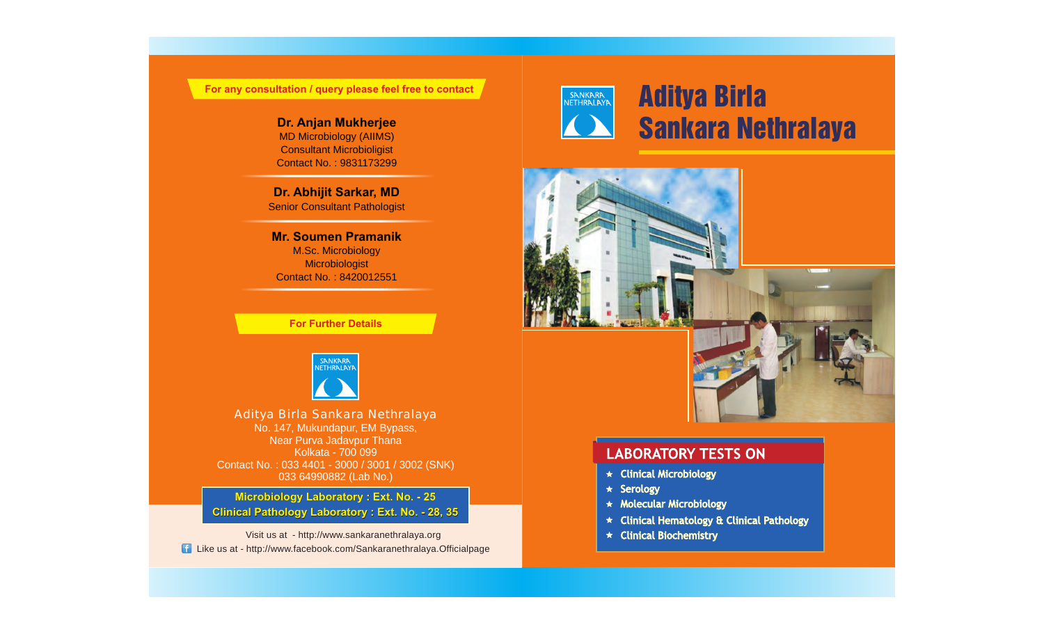For any consultation / query please feel free to contact

**Dr. Anjan Mukherjee**
MD Microbiology (AIIMS)
Consultant Microbioligist
Contact No. : 9831173299

**Dr. Abhijit Sarkar, MD**
Senior Consultant Pathologist

**Mr. Soumen Pramanik**
M.Sc. Microbiology
Microbiologist
Contact No. : 8420012551

For Further Details

SANKARA NETHRALAYA

Aditya Birla Sankara Nethralaya
No. 147, Mukundapur, EM Bypass,
Near Purva Jadavpur Thana
Kolkata - 700 099
Contact No. : 033 4401 - 3000 / 3001 / 3002 (SNK)
033 64990882 (Lab No.)

**Microbiology Laboratory : Ext. No. - 25**
**Clinical Pathology Laboratory : Ext. No. - 28, 35**

Visit us at - http://www.sankaranethralaya.org
Like us at - http://www.facebook.com/Sankaranethralaya.Officialpage

SANKARA NETHRALAYA

# Aditya Birla Sankara Nethralaya

## LABORATORY TESTS ON

- Clinical Microbiology
- Serology
- Molecular Microbiology
- Clinical Hematology & Clinical Pathology
- Clinical Biochemistry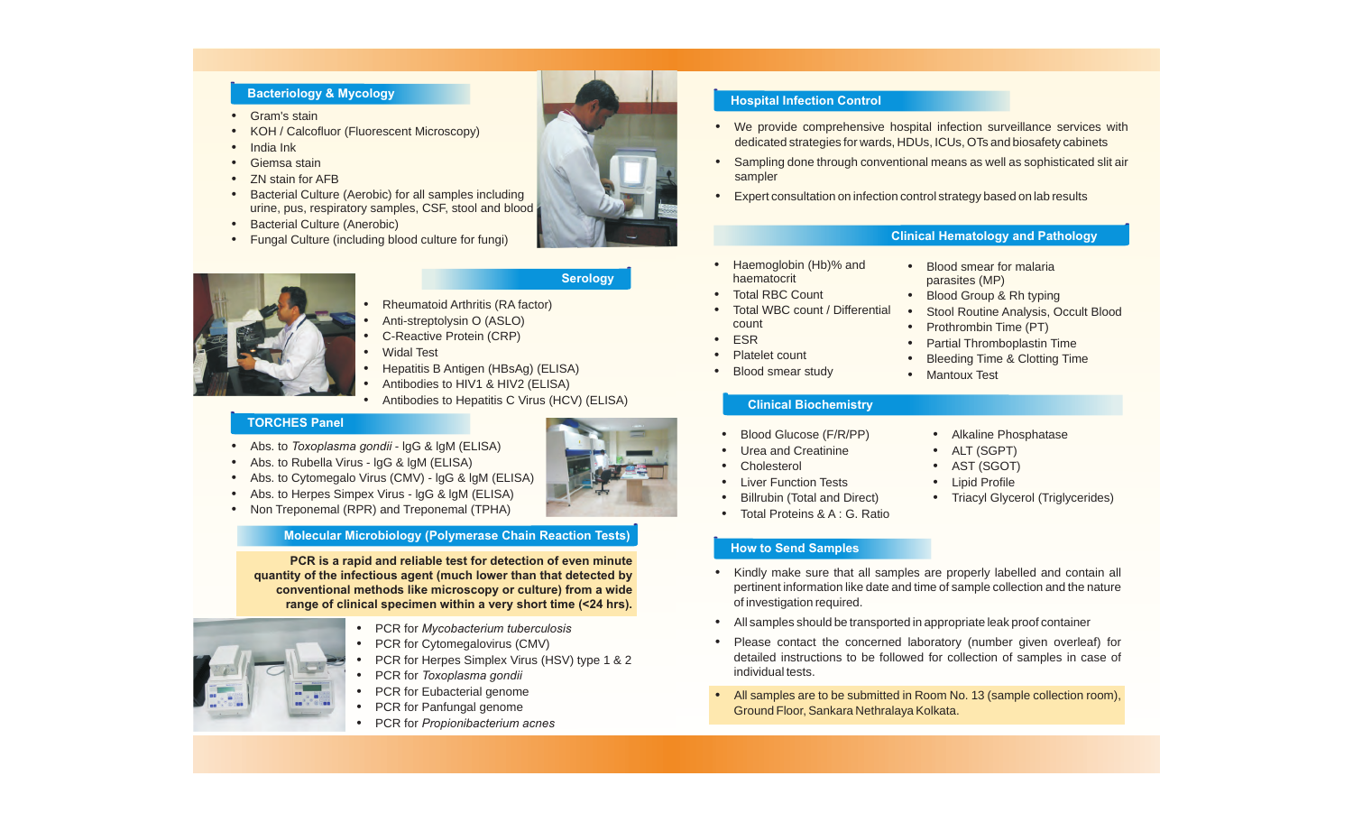## Bacteriology & Mycology

- Gram's stain
- KOH / Calcofluor (Fluorescent Microscopy)
- India Ink
- Giemsa stain
- ZN stain for AFB
- Bacterial Culture (Aerobic) for all samples including urine, pus, respiratory samples, CSF, stool and blood
- Bacterial Culture (Anerobic)
- Fungal Culture (including blood culture for fungi)

## Serology

- Rheumatoid Arthritis (RA factor)
- Anti-streptolysin O (ASLO)
- C-Reactive Protein (CRP)
- Widal Test
- Hepatitis B Antigen (HBsAg) (ELISA)
- Antibodies to HIV1 & HIV2 (ELISA)
- Antibodies to Hepatitis C Virus (HCV) (ELISA)

## TORCHES Panel

- Abs. to *Toxoplasma gondii* - IgG & IgM (ELISA)
- Abs. to Rubella Virus - IgG & IgM (ELISA)
- Abs. to Cytomegalo Virus (CMV) - IgG & IgM (ELISA)
- Abs. to Herpes Simpex Virus - IgG & IgM (ELISA)
- Non Treponemal (RPR) and Treponemal (TPHA)

## Molecular Microbiology (Polymerase Chain Reaction Tests)

**PCR is a rapid and reliable test for detection of even minute quantity of the infectious agent (much lower than that detected by conventional methods like microscopy or culture) from a wide range of clinical specimen within a very short time (<24 hrs).**

- PCR for *Mycobacterium tuberculosis*
- PCR for Cytomegalovirus (CMV)
- PCR for Herpes Simplex Virus (HSV) type 1 & 2
- PCR for *Toxoplasma gondii*
- PCR for Eubacterial genome
- PCR for Panfungal genome
- PCR for *Propionibacterium acnes*

## Hospital Infection Control

- We provide comprehensive hospital infection surveillance services with dedicated strategies for wards, HDUs, ICUs, OTs and biosafety cabinets
- Sampling done through conventional means as well as sophisticated slit air sampler
- Expert consultation on infection control strategy based on lab results

## Clinical Hematology and Pathology

- Haemoglobin (Hb)% and haematocrit
- Total RBC Count
- Total WBC count / Differential count
- ESR
- Platelet count
- Blood smear study
- Blood smear for malaria parasites (MP)
- Blood Group & Rh typing
- Stool Routine Analysis, Occult Blood
- Prothrombin Time (PT)
- Partial Thromboplastin Time
- Bleeding Time & Clotting Time
- Mantoux Test

## Clinical Biochemistry

- Blood Glucose (F/R/PP)
- Urea and Creatinine
- Cholesterol
- Liver Function Tests
- Billrubin (Total and Direct)
- Total Proteins & A : G. Ratio
- Alkaline Phosphatase
- ALT (SGPT)
- AST (SGOT)
- Lipid Profile
- Triacyl Glycerol (Triglycerides)

## How to Send Samples

- Kindly make sure that all samples are properly labelled and contain all pertinent information like date and time of sample collection and the nature of investigation required.
- All samples should be transported in appropriate leak proof container
- Please contact the concerned laboratory (number given overleaf) for detailed instructions to be followed for collection of samples in case of individual tests.
- All samples are to be submitted in Room No. 13 (sample collection room), Ground Floor, Sankara Nethralaya Kolkata.